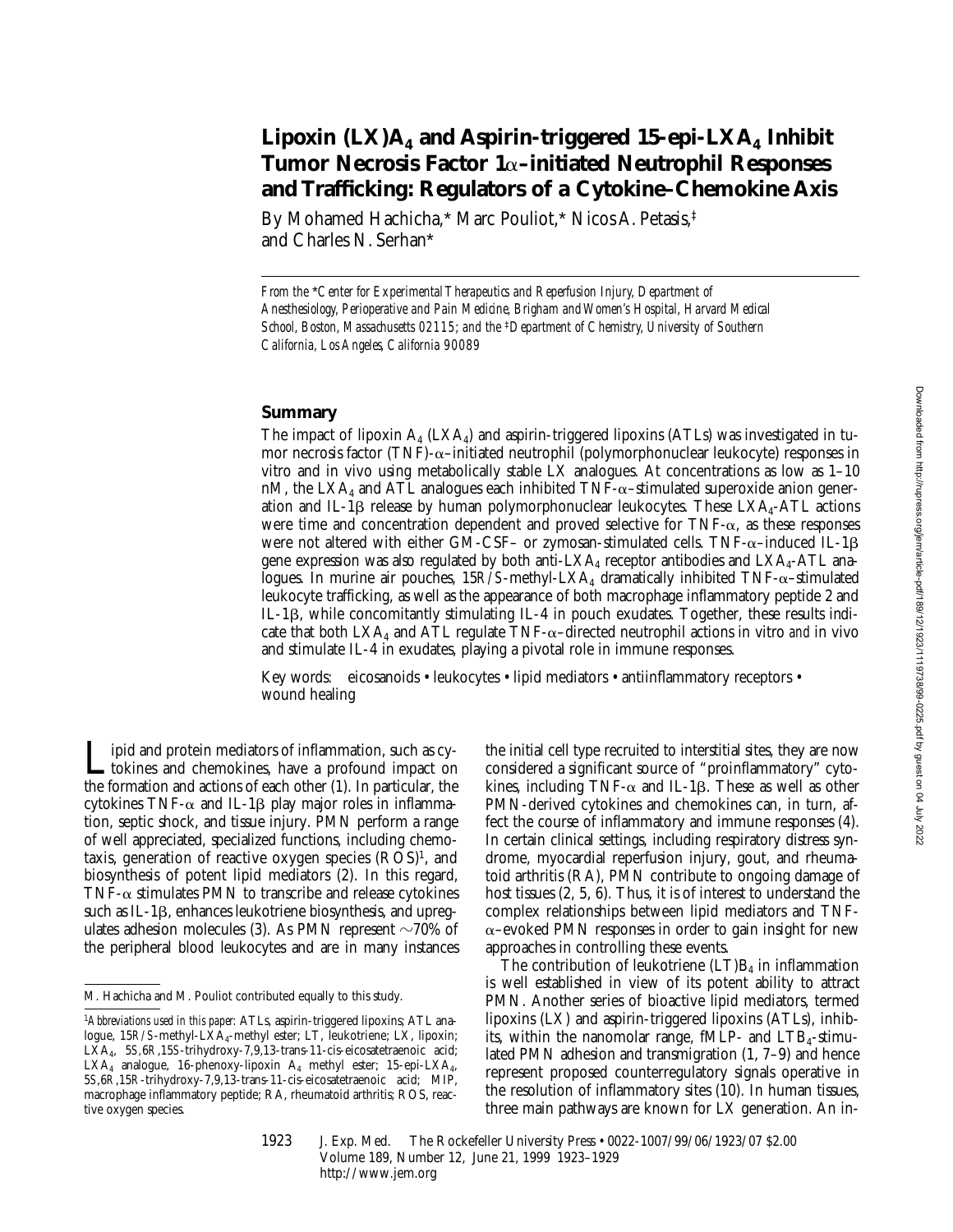# Lipoxin (LX)$A_4$ and Aspirin-triggered 15-epi-$LXA_4$ Inhibit Tumor Necrosis Factor 1α–initiated Neutrophil Responses and Trafficking: Regulators of a Cytokine–Chemokine Axis

By Mohamed Hachicha,* Marc Pouliot,* Nicos A. Petasis,[‡] and Charles N. Serhan*

*From the \*Center for Experimental Therapeutics and Reperfusion Injury, Department of Anesthesiology, Perioperative and Pain Medicine, Brigham and Women's Hospital, Harvard Medical School, Boston, Massachusetts 02115; and the ‡Department of Chemistry, University of Southern California, Los Angeles, California 90089*

## Summary

The impact of lipoxin $A_4$ ($LXA_4$) and aspirin-triggered lipoxins (ATLs) was investigated in tumor necrosis factor (TNF)-α–initiated neutrophil (polymorphonuclear leukocyte) responses in vitro and in vivo using metabolically stable LX analogues. At concentrations as low as 1–10 nM, the $LXA_4$ and ATL analogues each inhibited TNF-α–stimulated superoxide anion generation and IL-1β release by human polymorphonuclear leukocytes. These $LXA_4$-ATL actions were time and concentration dependent and proved selective for TNF-α, as these responses were not altered with either GM-CSF– or zymosan-stimulated cells. TNF-α–induced IL-1β gene expression was also regulated by both anti-$LXA_4$ receptor antibodies and $LXA_4$-ATL analogues. In murine air pouches, 15*R/S*-methyl-$LXA_4$ dramatically inhibited TNF-α–stimulated leukocyte trafficking, as well as the appearance of both macrophage inflammatory peptide 2 and IL-1β, while concomitantly stimulating IL-4 in pouch exudates. Together, these results indicate that both $LXA_4$ and ATL regulate TNF-α–directed neutrophil actions in vitro *and* in vivo and stimulate IL-4 in exudates, playing a pivotal role in immune responses.

Key words: eicosanoids • leukocytes • lipid mediators • antiinflammatory receptors • wound healing

Lipid and protein mediators of inflammation, such as cytokines and chemokines, have a profound impact on the formation and actions of each other (1). In particular, the cytokines TNF-α and IL-1β play major roles in inflammation, septic shock, and tissue injury. PMN perform a range of well appreciated, specialized functions, including chemotaxis, generation of reactive oxygen species (ROS)[1], and biosynthesis of potent lipid mediators (2). In this regard, TNF-α stimulates PMN to transcribe and release cytokines such as IL-1β, enhances leukotriene biosynthesis, and upregulates adhesion molecules (3). As PMN represent ~70% of the peripheral blood leukocytes and are in many instances the initial cell type recruited to interstitial sites, they are now considered a significant source of "proinflammatory" cytokines, including TNF-α and IL-1β. These as well as other PMN-derived cytokines and chemokines can, in turn, affect the course of inflammatory and immune responses (4). In certain clinical settings, including respiratory distress syndrome, myocardial reperfusion injury, gout, and rheumatoid arthritis (RA), PMN contribute to ongoing damage of host tissues (2, 5, 6). Thus, it is of interest to understand the complex relationships between lipid mediators and TNF-α–evoked PMN responses in order to gain insight for new approaches in controlling these events.

The contribution of leukotriene (LT)$B_4$ in inflammation is well established in view of its potent ability to attract PMN. Another series of bioactive lipid mediators, termed lipoxins (LX) and aspirin-triggered lipoxins (ATLs), inhibits, within the nanomolar range, fMLP- and $LTB_4$-stimulated PMN adhesion and transmigration (1, 7–9) and hence represent proposed counterregulatory signals operative in the resolution of inflammatory sites (10). In human tissues, three main pathways are known for LX generation. An in-

M. Hachicha and M. Pouliot contributed equally to this study.

[1]*Abbreviations used in this paper:* ATLs, aspirin-triggered lipoxins; ATL analogue, 15*R/S*-methyl-$LXA_4$-methyl ester; LT, leukotriene; LX, lipoxin; $LXA_4$, 5*S*,6*R*,15*S*-trihydroxy-7,9,13-trans-11-cis-eicosatetraenoic acid; $LXA_4$ analogue, 16-phenoxy-lipoxin $A_4$ methyl ester; 15-epi-$LXA_4$, 5*S*,6*R*,15*R*-trihydroxy-7,9,13-trans-11-cis-eicosatetraenoic acid; MIP, macrophage inflammatory peptide; RA, rheumatoid arthritis; ROS, reactive oxygen species.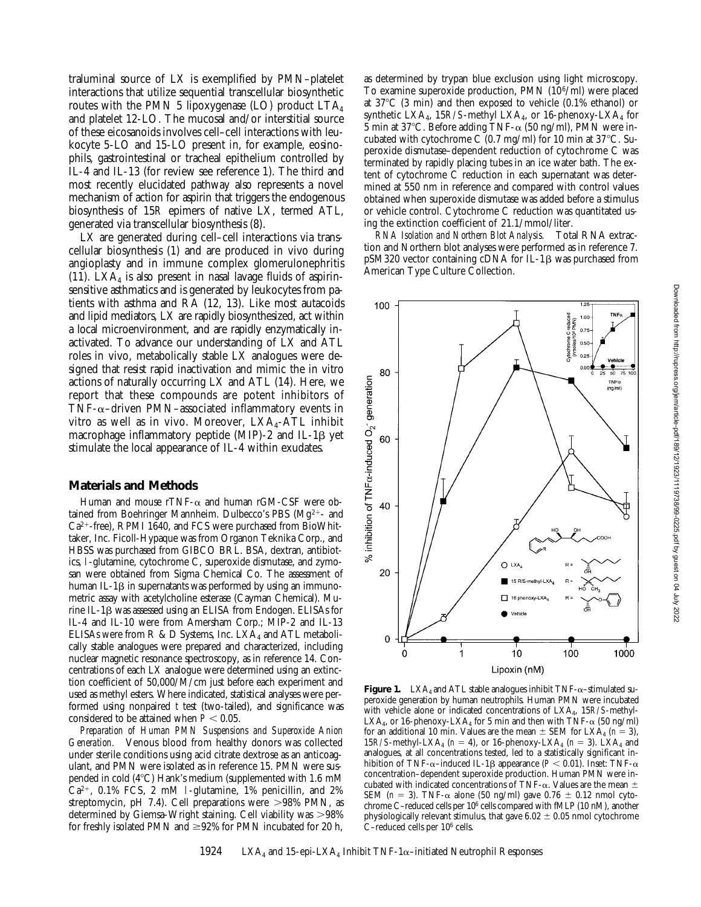traluminal source of LX is exemplified by PMN–platelet interactions that utilize sequential transcellular biosynthetic routes with the PMN 5 lipoxygenase (LO) product $LTA_4$ and platelet 12-LO. The mucosal and/or interstitial source of these eicosanoids involves cell–cell interactions with leukocyte 5-LO and 15-LO present in, for example, eosinophils, gastrointestinal or tracheal epithelium controlled by IL-4 and IL-13 (for review see reference 1). The third and most recently elucidated pathway also represents a novel mechanism of action for aspirin that triggers the endogenous biosynthesis of 15*R* epimers of native LX, termed ATL, generated via transcellular biosynthesis (8).

LX are generated during cell–cell interactions via transcellular biosynthesis (1) and are produced in vivo during angioplasty and in immune complex glomerulonephritis (11). $LXA_4$ is also present in nasal lavage fluids of aspirin-sensitive asthmatics and is generated by leukocytes from patients with asthma and RA (12, 13). Like most autacoids and lipid mediators, LX are rapidly biosynthesized, act within a local microenvironment, and are rapidly enzymatically inactivated. To advance our understanding of LX and ATL roles in vivo, metabolically stable LX analogues were designed that resist rapid inactivation and mimic the in vitro actions of naturally occurring LX and ATL (14). Here, we report that these compounds are potent inhibitors of TNF-α–driven PMN–associated inflammatory events in vitro as well as in vivo. Moreover, $LXA_4$-ATL inhibit macrophage inflammatory peptide (MIP)-2 and IL-1β yet stimulate the local appearance of IL-4 within exudates.

## Materials and Methods

Human and mouse rTNF-α and human rGM-CSF were obtained from Boehringer Mannheim. Dulbecco's PBS ($Mg^{2+}$- and $Ca^{2+}$-free), RPMI 1640, and FCS were purchased from BioWhittaker, Inc. Ficoll-Hypaque was from Organon Teknika Corp., and HBSS was purchased from GIBCO BRL. BSA, dextran, antibiotics, l-glutamine, cytochrome C, superoxide dismutase, and zymosan were obtained from Sigma Chemical Co. The assessment of human IL-1β in supernatants was performed by using an immunometric assay with acetylcholine esterase (Cayman Chemical). Murine IL-1β was assessed using an ELISA from Endogen. ELISAs for IL-4 and IL-10 were from Amersham Corp.; MIP-2 and IL-13 ELISAs were from R & D Systems, Inc. $LXA_4$ and ATL metabolically stable analogues were prepared and characterized, including nuclear magnetic resonance spectroscopy, as in reference 14. Concentrations of each LX analogue were determined using an extinction coefficient of 50,000/M/cm just before each experiment and used as methyl esters. Where indicated, statistical analyses were performed using nonpaired *t* test (two-tailed), and significance was considered to be attained when $P < 0.05$.

*Preparation of Human PMN Suspensions and Superoxide Anion Generation.* Venous blood from healthy donors was collected under sterile conditions using acid citrate dextrose as an anticoagulant, and PMN were isolated as in reference 15. PMN were suspended in cold (4°C) Hank's medium (supplemented with 1.6 mM $Ca^{2+}$, 0.1% FCS, 2 mM l-glutamine, 1% penicillin, and 2% streptomycin, pH 7.4). Cell preparations were >98% PMN, as determined by Giemsa-Wright staining. Cell viability was >98% for freshly isolated PMN and ≥92% for PMN incubated for 20 h, as determined by trypan blue exclusion using light microscopy. To examine superoxide production, PMN ($10^6$/ml) were placed at 37°C (3 min) and then exposed to vehicle (0.1% ethanol) or synthetic $LXA_4$, 15*R*/*S*-methyl $LXA_4$, or 16-phenoxy-$LXA_4$ for 5 min at 37°C. Before adding TNF-α (50 ng/ml), PMN were incubated with cytochrome C (0.7 mg/ml) for 10 min at 37°C. Superoxide dismutase–dependent reduction of cytochrome C was terminated by rapidly placing tubes in an ice water bath. The extent of cytochrome C reduction in each supernatant was determined at 550 nm in reference and compared with control values obtained when superoxide dismutase was added before a stimulus or vehicle control. Cytochrome C reduction was quantitated using the extinction coefficient of 21.1/mmol/liter.

*RNA Isolation and Northern Blot Analysis.* Total RNA extraction and Northern blot analyses were performed as in reference 7. pSM320 vector containing cDNA for IL-1β was purchased from American Type Culture Collection.

**Figure 1.** $LXA_4$ and ATL stable analogues inhibit TNF-α–stimulated superoxide generation by human neutrophils. Human PMN were incubated with vehicle alone or indicated concentrations of $LXA_4$, 15*R*/*S*-methyl-$LXA_4$, or 16-phenoxy-$LXA_4$ for 5 min and then with TNF-α (50 ng/ml) for an additional 10 min. Values are the mean ± SEM for $LXA_4$ ($n = 3$), 15*R*/*S*-methyl-$LXA_4$ ($n = 4$), or 16-phenoxy-$LXA_4$ ($n = 3$). $LXA_4$ and analogues, at all concentrations tested, led to a statistically significant inhibition of TNF-α–induced IL-1β appearance ($P < 0.01$). Inset: TNF-α concentration–dependent superoxide production. Human PMN were incubated with indicated concentrations of TNF-α. Values are the mean ± SEM ($n = 3$). TNF-α alone (50 ng/ml) gave 0.76 ± 0.12 nmol cytochrome C–reduced cells per $10^6$ cells compared with fMLP (10 nM), another physiologically relevant stimulus, that gave 6.02 ± 0.05 nmol cytochrome C–reduced cells per $10^6$ cells.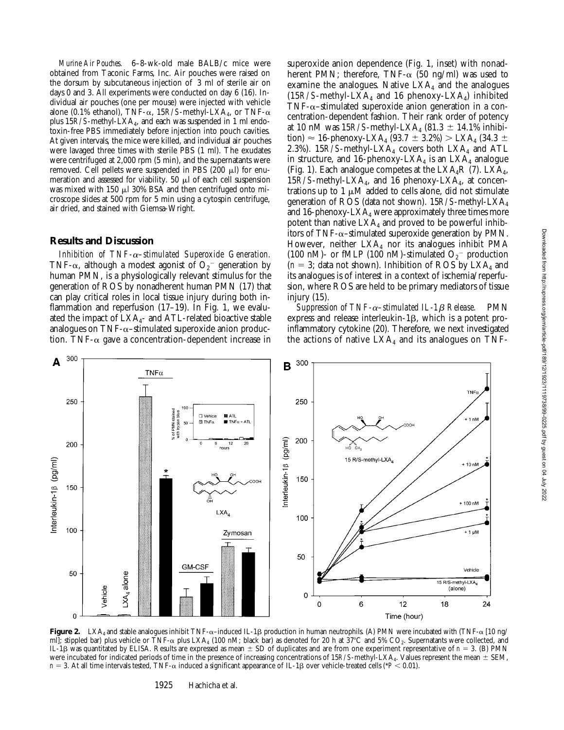*Murine Air Pouches.* 6–8-wk-old male BALB/c mice were obtained from Taconic Farms, Inc. Air pouches were raised on the dorsum by subcutaneous injection of 3 ml of sterile air on days 0 and 3. All experiments were conducted on day 6 (16). Individual air pouches (one per mouse) were injected with vehicle alone (0.1% ethanol), TNF-α, 15*R*/*S*-methyl-$LXA_4$, or TNF-α plus 15*R*/*S*-methyl-$LXA_4$, and each was suspended in 1 ml endotoxin-free PBS immediately before injection into pouch cavities. At given intervals, the mice were killed, and individual air pouches were lavaged three times with sterile PBS (1 ml). The exudates were centrifuged at 2,000 rpm (5 min), and the supernatants were removed. Cell pellets were suspended in PBS (200 μl) for enumeration and assessed for viability. 50 μl of each cell suspension was mixed with 150 μl 30% BSA and then centrifuged onto microscope slides at 500 rpm for 5 min using a cytospin centrifuge, air dried, and stained with Giemsa-Wright.

## Results and Discussion

*Inhibition of TNF-α–stimulated Superoxide Generation.* TNF-α, although a modest agonist of $O_2^-$ generation by human PMN, is a physiologically relevant stimulus for the generation of ROS by nonadherent human PMN (17) that can play critical roles in local tissue injury during both inflammation and reperfusion (17–19). In Fig. 1, we evaluated the impact of $LXA_4$- and ATL-related bioactive stable analogues on TNF-α–stimulated superoxide anion production. TNF-α gave a concentration-dependent increase in superoxide anion dependence (Fig. 1, inset) with nonadherent PMN; therefore, TNF-α (50 ng/ml) was used to examine the analogues. Native $LXA_4$ and the analogues (15*R*/*S*-methyl-$LXA_4$ and 16 phenoxy-$LXA_4$) inhibited TNF-α–stimulated superoxide anion generation in a concentration-dependent fashion. Their rank order of potency at 10 nM was 15*R*/*S*-methyl-$LXA_4$ (81.3 ± 14.1% inhibition) ≈ 16-phenoxy-$LXA_4$ (93.7 ± 3.2%) > $LXA_4$ (34.3 ± 2.3%). 15*R*/*S*-methyl-$LXA_4$ covers both $LXA_4$ and ATL in structure, and 16-phenoxy-$LXA_4$ is an $LXA_4$ analogue (Fig. 1). Each analogue competes at the $LXA_4$R (7). $LXA_4$, 15*R*/*S*-methyl-$LXA_4$, and 16 phenoxy-$LXA_4$, at concentrations up to 1 μM added to cells alone, did not stimulate generation of ROS (data not shown). 15*R*/*S*-methyl-$LXA_4$ and 16-phenoxy-$LXA_4$ were approximately three times more potent than native $LXA_4$ and proved to be powerful inhibitors of TNF-α–stimulated superoxide generation by PMN. However, neither $LXA_4$ nor its analogues inhibit PMA (100 nM)- or fMLP (100 nM)-stimulated $O_2^-$ production ($n = 3$; data not shown). Inhibition of ROS by $LXA_4$ and its analogues is of interest in a context of ischemia/reperfusion, where ROS are held to be primary mediators of tissue injury (15).

*Suppression of TNF-α–stimulated IL-1β Release.* PMN express and release interleukin-1β, which is a potent proinflammatory cytokine (20). Therefore, we next investigated the actions of native $LXA_4$ and its analogues on TNF-

**Figure 2.** $LXA_4$ and stable analogues inhibit TNF-α–induced IL-1β production in human neutrophils. (A) PMN were incubated with (TNF-α [10 ng/ml]; stippled bar) plus vehicle or TNF-α plus $LXA_4$ (100 nM; black bar) as denoted for 20 h at 37°C and 5% $CO_2$. Supernatants were collected, and IL-1β was quantitated by ELISA. Results are expressed as mean ± SD of duplicates and are from one experiment representative of $n = 3$. (B) PMN were incubated for indicated periods of time in the presence of increasing concentrations of 15*R*/*S*-methyl-$LXA_4$. Values represent the mean ± SEM, $n = 3$. At all time intervals tested, TNF-α induced a significant appearance of IL-1β over vehicle-treated cells (*$P < 0.01$).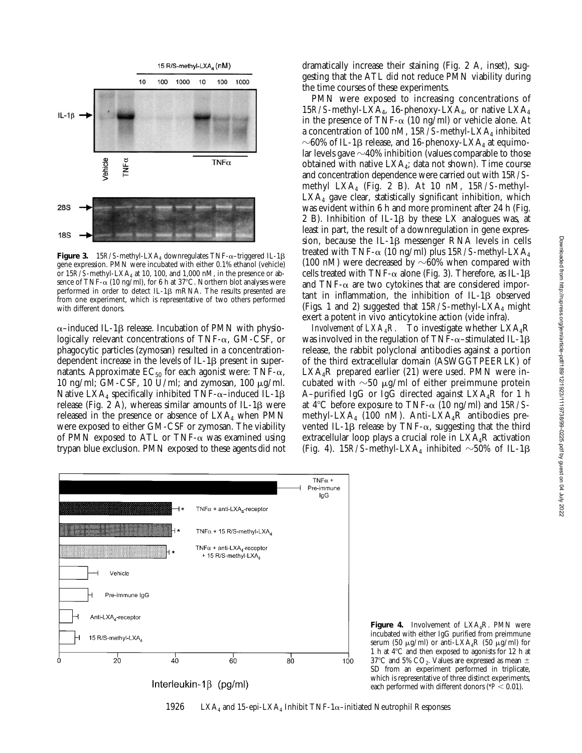**Figure 3.** 15*R*/*S*-methyl-$LXA_4$ downregulates TNF-α–triggered IL-1β gene expression. PMN were incubated with either 0.1% ethanol (vehicle) or 15*R*/*S*-methyl-$LXA_4$ at 10, 100, and 1,000 nM, in the presence or absence of TNF-α (10 ng/ml), for 6 h at 37°C. Northern blot analyses were performed in order to detect IL-1β mRNA. The results presented are from one experiment, which is representative of two others performed with different donors.

α–induced IL-1β release. Incubation of PMN with physiologically relevant concentrations of TNF-α, GM-CSF, or phagocytic particles (zymosan) resulted in a concentration-dependent increase in the levels of IL-1β present in supernatants. Approximate $EC_{50}$ for each agonist were: TNF-α, 10 ng/ml; GM-CSF, 10 U/ml; and zymosan, 100 μg/ml. Native $LXA_4$ specifically inhibited TNF-α–induced IL-1β release (Fig. 2 A), whereas similar amounts of IL-1β were released in the presence or absence of $LXA_4$ when PMN were exposed to either GM-CSF or zymosan. The viability of PMN exposed to ATL or TNF-α was examined using trypan blue exclusion. PMN exposed to these agents did not dramatically increase their staining (Fig. 2 A, inset), suggesting that the ATL did not reduce PMN viability during the time courses of these experiments.

PMN were exposed to increasing concentrations of 15*R*/*S*-methyl-$LXA_4$, 16-phenoxy-$LXA_4$, or native $LXA_4$ in the presence of TNF-α (10 ng/ml) or vehicle alone. At a concentration of 100 nM, 15*R*/*S*-methyl-$LXA_4$ inhibited ∼60% of IL-1β release, and 16-phenoxy-$LXA_4$ at equimolar levels gave ∼40% inhibition (values comparable to those obtained with native $LXA_4$; data not shown). Time course and concentration dependence were carried out with 15*R*/*S*-methyl $LXA_4$ (Fig. 2 B). At 10 nM, 15*R*/*S*-methyl-$LXA_4$ gave clear, statistically significant inhibition, which was evident within 6 h and more prominent after 24 h (Fig. 2 B). Inhibition of IL-1β by these LX analogues was, at least in part, the result of a downregulation in gene expression, because the IL-1β messenger RNA levels in cells treated with TNF-α (10 ng/ml) plus 15*R*/*S*-methyl-$LXA_4$ (100 nM) were decreased by ∼60% when compared with cells treated with TNF-α alone (Fig. 3). Therefore, as IL-1β and TNF-α are two cytokines that are considered important in inflammation, the inhibition of IL-1β observed (Figs. 1 and 2) suggested that 15*R*/*S*-methyl-$LXA_4$ might exert a potent in vivo anticytokine action (vide infra).

*Involvement of $LXA_4R$.* To investigate whether $LXA_4R$ was involved in the regulation of TNF-α–stimulated IL-1β release, the rabbit polyclonal antibodies against a portion of the third extracellular domain (ASWGGTPEERLK) of $LXA_4R$ prepared earlier (21) were used. PMN were incubated with ∼50 μg/ml of either preimmune protein A–purified IgG or IgG directed against $LXA_4R$ for 1 h at 4°C before exposure to TNF-α (10 ng/ml) and 15*R*/*S*-methyl-$LXA_4$ (100 nM). Anti-$LXA_4R$ antibodies prevented IL-1β release by TNF-α, suggesting that the third extracellular loop plays a crucial role in $LXA_4R$ activation (Fig. 4). 15*R*/*S*-methyl-$LXA_4$ inhibited ∼50% of IL-1β

**Figure 4.** Involvement of $LXA_4R$. PMN were incubated with either IgG purified from preimmune serum (50 μg/ml) or anti-$LXA_4R$ (50 μg/ml) for 1 h at 4°C and then exposed to agonists for 12 h at 37°C and 5% $CO_2$. Values are expressed as mean ± SD from an experiment performed in triplicate, which is representative of three distinct experiments, each performed with different donors (\*$P < 0.01$).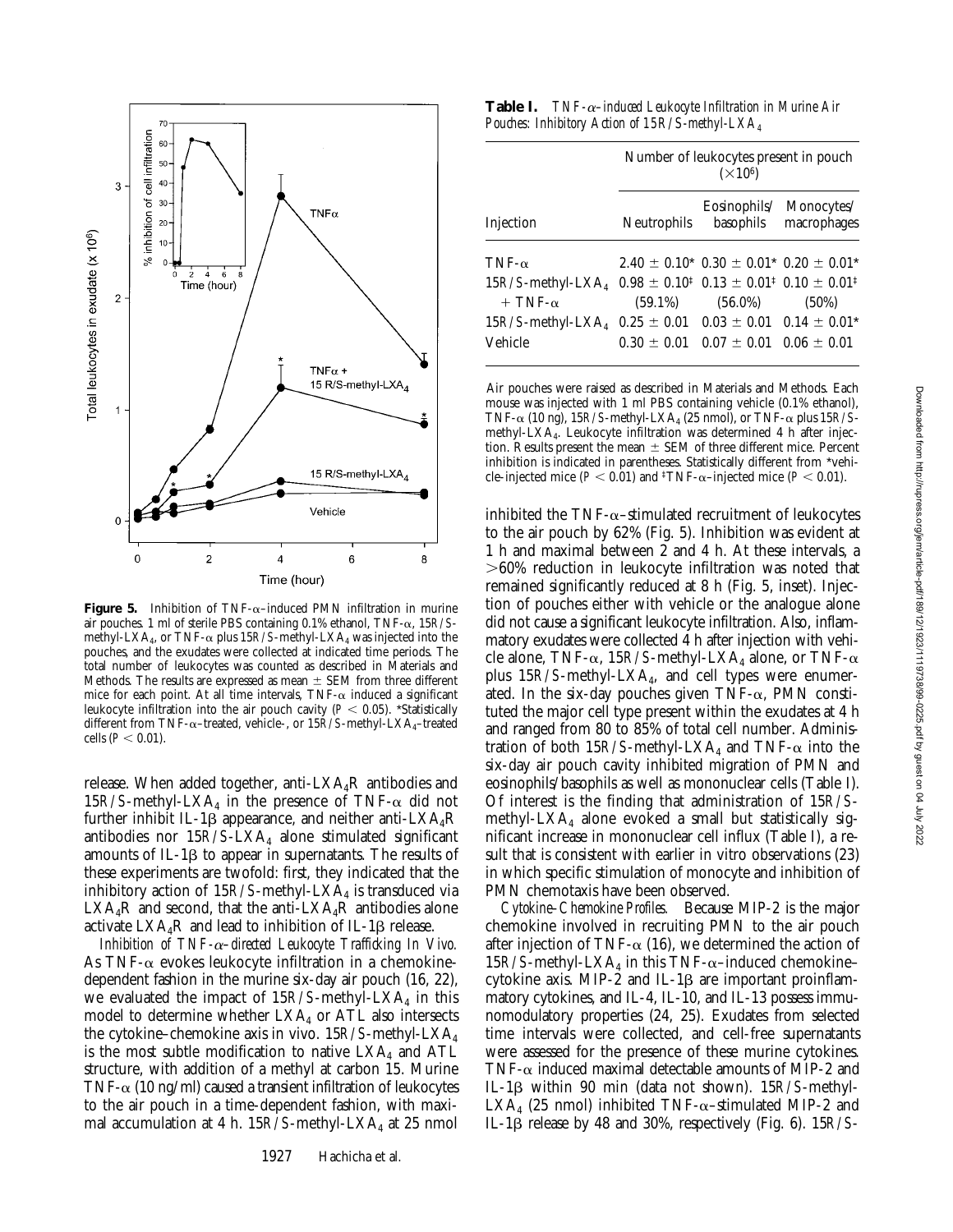**Figure 5.** Inhibition of TNF-α–induced PMN infiltration in murine air pouches. 1 ml of sterile PBS containing 0.1% ethanol, TNF-α, 15*R/S*-methyl-$LXA_4$, or TNF-α plus 15*R/S*-methyl-$LXA_4$ was injected into the pouches, and the exudates were collected at indicated time periods. The total number of leukocytes was counted as described in Materials and Methods. The results are expressed as mean ± SEM from three different mice for each point. At all time intervals, TNF-α induced a significant leukocyte infiltration into the air pouch cavity ($P < 0.05$). *Statistically different from TNF-α–treated, vehicle-, or 15*R/S*-methyl-$LXA_4$–treated cells ($P < 0.01$).

release. When added together, anti-$LXA_4$R antibodies and 15*R/S*-methyl-$LXA_4$ in the presence of TNF-α did not further inhibit IL-1β appearance, and neither anti-$LXA_4$R antibodies nor 15*R/S*-$LXA_4$ alone stimulated significant amounts of IL-1β to appear in supernatants. The results of these experiments are twofold: first, they indicated that the inhibitory action of 15*R/S*-methyl-$LXA_4$ is transduced via $LXA_4$R and second, that the anti-$LXA_4$R antibodies alone activate $LXA_4$R and lead to inhibition of IL-1β release.

*Inhibition of TNF-α–directed Leukocyte Trafficking In Vivo.* As TNF-α evokes leukocyte infiltration in a chemokine-dependent fashion in the murine six-day air pouch (16, 22), we evaluated the impact of 15*R/S*-methyl-$LXA_4$ in this model to determine whether $LXA_4$ or ATL also intersects the cytokine–chemokine axis in vivo. 15*R/S*-methyl-$LXA_4$ is the most subtle modification to native $LXA_4$ and ATL structure, with addition of a methyl at carbon 15. Murine TNF-α (10 ng/ml) caused a transient infiltration of leukocytes to the air pouch in a time-dependent fashion, with maximal accumulation at 4 h. 15*R/S*-methyl-$LXA_4$ at 25 nmol inhibited the TNF-α–stimulated recruitment of leukocytes to the air pouch by 62% (Fig. 5). Inhibition was evident at 1 h and maximal between 2 and 4 h. At these intervals, a >60% reduction in leukocyte infiltration was noted that remained significantly reduced at 8 h (Fig. 5, inset). Injection of pouches either with vehicle or the analogue alone did not cause a significant leukocyte infiltration. Also, inflammatory exudates were collected 4 h after injection with vehicle alone, TNF-α, 15*R/S*-methyl-$LXA_4$ alone, or TNF-α plus 15*R/S*-methyl-$LXA_4$, and cell types were enumerated. In the six-day pouches given TNF-α, PMN constituted the major cell type present within the exudates at 4 h and ranged from 80 to 85% of total cell number. Administration of both 15*R/S*-methyl-$LXA_4$ and TNF-α into the six-day air pouch cavity inhibited migration of PMN and eosinophils/basophils as well as mononuclear cells (Table I). Of interest is the finding that administration of 15*R/S*-methyl-$LXA_4$ alone evoked a small but statistically significant increase in mononuclear cell influx (Table I), a result that is consistent with earlier in vitro observations (23) in which specific stimulation of monocyte and inhibition of PMN chemotaxis have been observed.

**Table I.** *TNF-α–induced Leukocyte Infiltration in Murine Air Pouches: Inhibitory Action of 15R/S-methyl-$LXA_4$*

| Injection | Number of leukocytes present in pouch ($\times 10^6$) | | |
|---|---|---|---|
| | Neutrophils | Eosinophils/basophils | Monocytes/macrophages |
| TNF-α | 2.40 ± 0.10* | 0.30 ± 0.01* | 0.20 ± 0.01* |
| 15*R/S*-methyl-$LXA_4$ + TNF-α | 0.98 ± 0.10‡ (59.1%) | 0.13 ± 0.01‡ (56.0%) | 0.10 ± 0.01‡ (50%) |
| 15*R/S*-methyl-$LXA_4$ | 0.25 ± 0.01 | 0.03 ± 0.01 | 0.14 ± 0.01* |
| Vehicle | 0.30 ± 0.01 | 0.07 ± 0.01 | 0.06 ± 0.01 |

Air pouches were raised as described in Materials and Methods. Each mouse was injected with 1 ml PBS containing vehicle (0.1% ethanol), TNF-α (10 ng), 15*R/S*-methyl-$LXA_4$ (25 nmol), or TNF-α plus 15*R/S*-methyl-$LXA_4$. Leukocyte infiltration was determined 4 h after injection. Results present the mean ± SEM of three different mice. Percent inhibition is indicated in parentheses. Statistically different from *vehicle-injected mice ($P < 0.01$) and ‡TNF-α–injected mice ($P < 0.01$).

*Cytokine–Chemokine Profiles.* Because MIP-2 is the major chemokine involved in recruiting PMN to the air pouch after injection of TNF-α (16), we determined the action of 15*R/S*-methyl-$LXA_4$ in this TNF-α–induced chemokine–cytokine axis. MIP-2 and IL-1β are important proinflammatory cytokines, and IL-4, IL-10, and IL-13 possess immunomodulatory properties (24, 25). Exudates from selected time intervals were collected, and cell-free supernatants were assessed for the presence of these murine cytokines. TNF-α induced maximal detectable amounts of MIP-2 and IL-1β within 90 min (data not shown). 15*R/S*-methyl-$LXA_4$ (25 nmol) inhibited TNF-α–stimulated MIP-2 and IL-1β release by 48 and 30%, respectively (Fig. 6). 15*R/S*-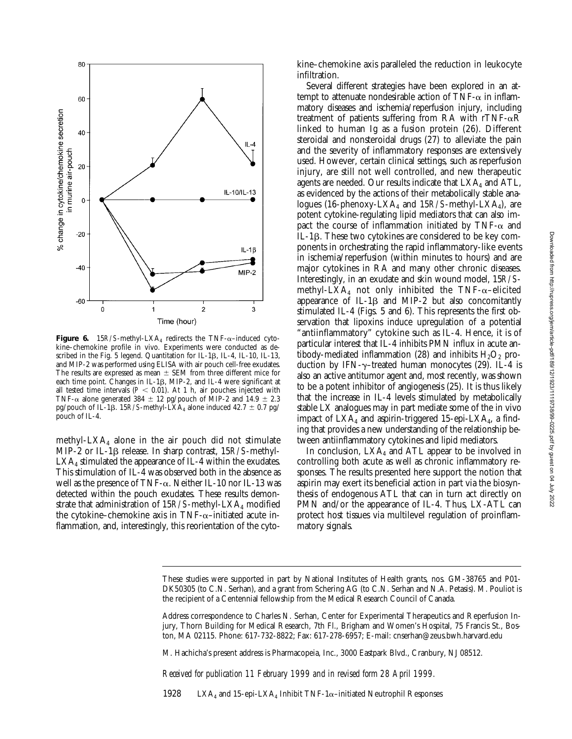**Figure 6.** 15*R*/*S*-methyl-$LXA_4$ redirects the TNF-α–induced cytokine–chemokine profile in vivo. Experiments were conducted as described in the Fig. 5 legend. Quantitation for IL-1β, IL-4, IL-10, IL-13, and MIP-2 was performed using ELISA with air pouch cell-free exudates. The results are expressed as mean ± SEM from three different mice for each time point. Changes in IL-1β, MIP-2, and IL-4 were significant at all tested time intervals ($P < 0.01$). At 1 h, air pouches injected with TNF-α alone generated 384 ± 12 pg/pouch of MIP-2 and 14.9 ± 2.3 pg/pouch of IL-1β. 15*R*/*S*-methyl-$LXA_4$ alone induced 42.7 ± 0.7 pg/pouch of IL-4.

methyl-$LXA_4$ alone in the air pouch did not stimulate MIP-2 or IL-1β release. In sharp contrast, 15*R*/*S*-methyl-$LXA_4$ stimulated the appearance of IL-4 within the exudates. This stimulation of IL-4 was observed both in the absence as well as the presence of TNF-α. Neither IL-10 nor IL-13 was detected within the pouch exudates. These results demonstrate that administration of 15*R*/*S*-methyl-$LXA_4$ modified the cytokine–chemokine axis in TNF-α–initiated acute inflammation, and, interestingly, this reorientation of the cytokine–chemokine axis paralleled the reduction in leukocyte infiltration.

Several different strategies have been explored in an attempt to attenuate nondesirable action of TNF-α in inflammatory diseases and ischemia/reperfusion injury, including treatment of patients suffering from RA with rTNF-αR linked to human Ig as a fusion protein (26). Different steroidal and nonsteroidal drugs (27) to alleviate the pain and the severity of inflammatory responses are extensively used. However, certain clinical settings, such as reperfusion injury, are still not well controlled, and new therapeutic agents are needed. Our results indicate that $LXA_4$ and ATL, as evidenced by the actions of their metabolically stable analogues (16-phenoxy-$LXA_4$ and 15*R*/*S*-methyl-$LXA_4$), are potent cytokine-regulating lipid mediators that can also impact the course of inflammation initiated by TNF-α and IL-1β. These two cytokines are considered to be key components in orchestrating the rapid inflammatory-like events in ischemia/reperfusion (within minutes to hours) and are major cytokines in RA and many other chronic diseases. Interestingly, in an exudate and skin wound model, 15*R*/*S*-methyl-$LXA_4$ not only inhibited the TNF-α–elicited appearance of IL-1β and MIP-2 but also concomitantly stimulated IL-4 (Figs. 5 and 6). This represents the first observation that lipoxins induce upregulation of a potential "antiinflammatory" cytokine such as IL-4. Hence, it is of particular interest that IL-4 inhibits PMN influx in acute antibody-mediated inflammation (28) and inhibits $H_2O_2$ production by IFN-γ–treated human monocytes (29). IL-4 is also an active antitumor agent and, most recently, was shown to be a potent inhibitor of angiogenesis (25). It is thus likely that the increase in IL-4 levels stimulated by metabolically stable LX analogues may in part mediate some of the in vivo impact of $LXA_4$ and aspirin-triggered 15-epi-$LXA_4$, a finding that provides a new understanding of the relationship between antiinflammatory cytokines and lipid mediators.

In conclusion, $LXA_4$ and ATL appear to be involved in controlling both acute as well as chronic inflammatory responses. The results presented here support the notion that aspirin may exert its beneficial action in part via the biosynthesis of endogenous ATL that can in turn act directly on PMN and/or the appearance of IL-4. Thus, LX-ATL can protect host tissues via multilevel regulation of proinflammatory signals.

These studies were supported in part by National Institutes of Health grants, nos. GM-38765 and P01-DK50305 (to C.N. Serhan), and a grant from Schering AG (to C.N. Serhan and N.A. Petasis). M. Pouliot is the recipient of a Centennial fellowship from the Medical Research Council of Canada.

Address correspondence to Charles N. Serhan, Center for Experimental Therapeutics and Reperfusion Injury, Thorn Building for Medical Research, 7th Fl., Brigham and Women's Hospital, 75 Francis St., Boston, MA 02115. Phone: 617-732-8822; Fax: 617-278-6957; E-mail: cnserhan@zeus.bwh.harvard.edu

M. Hachicha's present address is Pharmacopeia, Inc., 3000 Eastpark Blvd., Cranbury, NJ 08512.

*Received for publication 11 February 1999 and in revised form 28 April 1999.*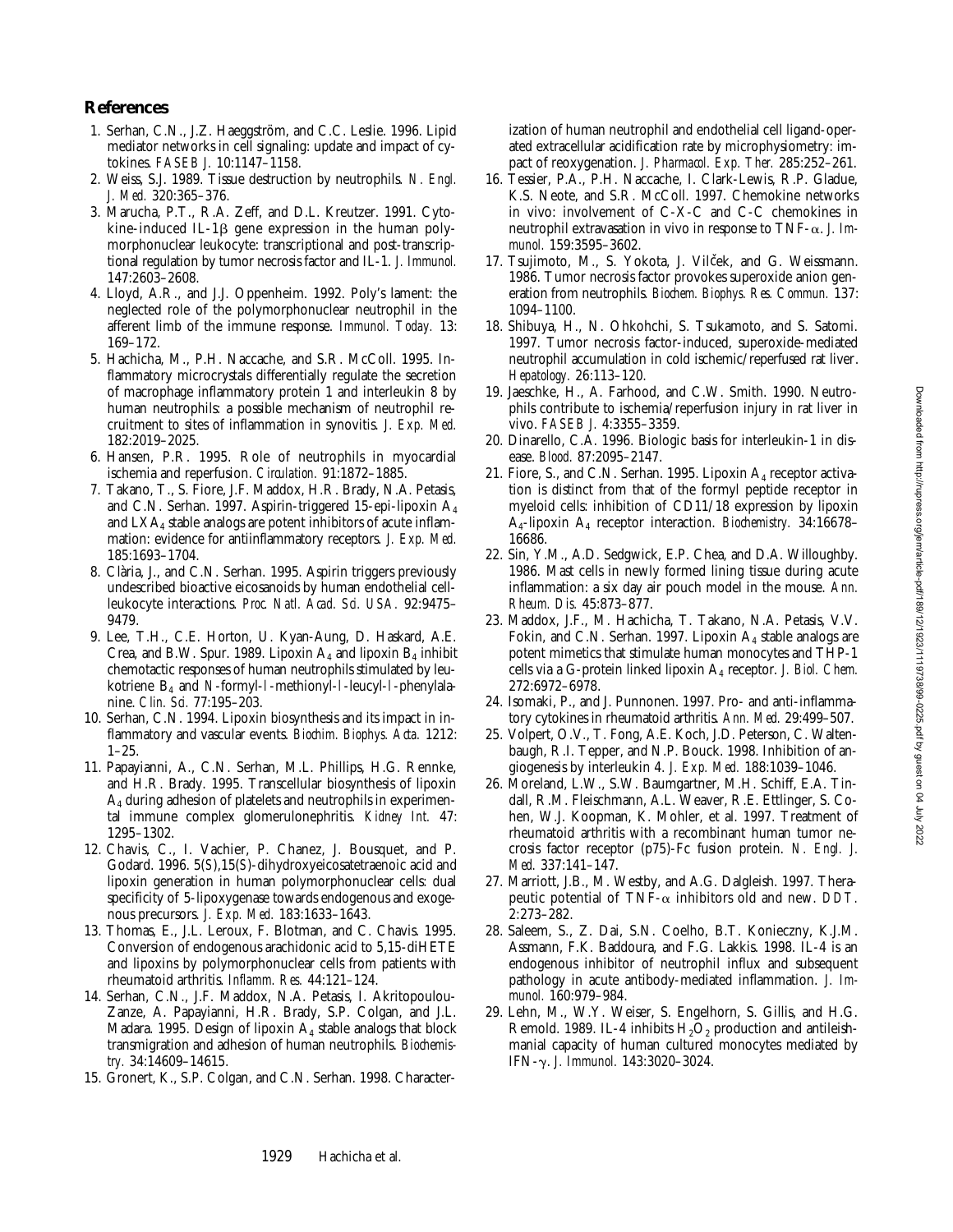## References

1. Serhan, C.N., J.Z. Haeggström, and C.C. Leslie. 1996. Lipid mediator networks in cell signaling: update and impact of cytokines. *FASEB J.* 10:1147–1158.
2. Weiss, S.J. 1989. Tissue destruction by neutrophils. *N. Engl. J. Med.* 320:365–376.
3. Marucha, P.T., R.A. Zeff, and D.L. Kreutzer. 1991. Cytokine-induced IL-1β gene expression in the human polymorphonuclear leukocyte: transcriptional and post-transcriptional regulation by tumor necrosis factor and IL-1. *J. Immunol.* 147:2603–2608.
4. Lloyd, A.R., and J.J. Oppenheim. 1992. Poly's lament: the neglected role of the polymorphonuclear neutrophil in the afferent limb of the immune response. *Immunol. Today.* 13: 169–172.
5. Hachicha, M., P.H. Naccache, and S.R. McColl. 1995. Inflammatory microcrystals differentially regulate the secretion of macrophage inflammatory protein 1 and interleukin 8 by human neutrophils: a possible mechanism of neutrophil recruitment to sites of inflammation in synovitis. *J. Exp. Med.* 182:2019–2025.
6. Hansen, P.R. 1995. Role of neutrophils in myocardial ischemia and reperfusion. *Circulation.* 91:1872–1885.
7. Takano, T., S. Fiore, J.F. Maddox, H.R. Brady, N.A. Petasis, and C.N. Serhan. 1997. Aspirin-triggered 15-epi-lipoxin $A_4$ and $LXA_4$ stable analogs are potent inhibitors of acute inflammation: evidence for antiinflammatory receptors. *J. Exp. Med.* 185:1693–1704.
8. Clària, J., and C.N. Serhan. 1995. Aspirin triggers previously undescribed bioactive eicosanoids by human endothelial cell-leukocyte interactions. *Proc. Natl. Acad. Sci. USA.* 92:9475–9479.
9. Lee, T.H., C.E. Horton, U. Kyan-Aung, D. Haskard, A.E. Crea, and B.W. Spur. 1989. Lipoxin $A_4$ and lipoxin $B_4$ inhibit chemotactic responses of human neutrophils stimulated by leukotriene $B_4$ and *N*-formyl-L-methionyl-L-leucyl-L-phenylalanine. *Clin. Sci.* 77:195–203.
10. Serhan, C.N. 1994. Lipoxin biosynthesis and its impact in inflammatory and vascular events. *Biochim. Biophys. Acta.* 1212: 1–25.
11. Papayianni, A., C.N. Serhan, M.L. Phillips, H.G. Rennke, and H.R. Brady. 1995. Transcellular biosynthesis of lipoxin $A_4$ during adhesion of platelets and neutrophils in experimental immune complex glomerulonephritis. *Kidney Int.* 47: 1295–1302.
12. Chavis, C., I. Vachier, P. Chanez, J. Bousquet, and P. Godard. 1996. 5(*S*),15(*S*)-dihydroxyeicosatetraenoic acid and lipoxin generation in human polymorphonuclear cells: dual specificity of 5-lipoxygenase towards endogenous and exogenous precursors. *J. Exp. Med.* 183:1633–1643.
13. Thomas, E., J.L. Leroux, F. Blotman, and C. Chavis. 1995. Conversion of endogenous arachidonic acid to 5,15-diHETE and lipoxins by polymorphonuclear cells from patients with rheumatoid arthritis. *Inflamm. Res.* 44:121–124.
14. Serhan, C.N., J.F. Maddox, N.A. Petasis, I. Akritopoulou-Zanze, A. Papayianni, H.R. Brady, S.P. Colgan, and J.L. Madara. 1995. Design of lipoxin $A_4$ stable analogs that block transmigration and adhesion of human neutrophils. *Biochemistry.* 34:14609–14615.
15. Gronert, K., S.P. Colgan, and C.N. Serhan. 1998. Characterization of human neutrophil and endothelial cell ligand-operated extracellular acidification rate by microphysiometry: impact of reoxygenation. *J. Pharmacol. Exp. Ther.* 285:252–261.
16. Tessier, P.A., P.H. Naccache, I. Clark-Lewis, R.P. Gladue, K.S. Neote, and S.R. McColl. 1997. Chemokine networks in vivo: involvement of C-X-C and C-C chemokines in neutrophil extravasation in vivo in response to TNF-α. *J. Immunol.* 159:3595–3602.
17. Tsujimoto, M., S. Yokota, J. Vilček, and G. Weissmann. 1986. Tumor necrosis factor provokes superoxide anion generation from neutrophils. *Biochem. Biophys. Res. Commun.* 137: 1094–1100.
18. Shibuya, H., N. Ohkohchi, S. Tsukamoto, and S. Satomi. 1997. Tumor necrosis factor-induced, superoxide-mediated neutrophil accumulation in cold ischemic/reperfused rat liver. *Hepatology.* 26:113–120.
19. Jaeschke, H., A. Farhood, and C.W. Smith. 1990. Neutrophils contribute to ischemia/reperfusion injury in rat liver in vivo. *FASEB J.* 4:3355–3359.
20. Dinarello, C.A. 1996. Biologic basis for interleukin-1 in disease. *Blood.* 87:2095–2147.
21. Fiore, S., and C.N. Serhan. 1995. Lipoxin $A_4$ receptor activation is distinct from that of the formyl peptide receptor in myeloid cells: inhibition of CD11/18 expression by lipoxin $A_4$-lipoxin $A_4$ receptor interaction. *Biochemistry.* 34:16678–16686.
22. Sin, Y.M., A.D. Sedgwick, E.P. Chea, and D.A. Willoughby. 1986. Mast cells in newly formed lining tissue during acute inflammation: a six day air pouch model in the mouse. *Ann. Rheum. Dis.* 45:873–877.
23. Maddox, J.F., M. Hachicha, T. Takano, N.A. Petasis, V.V. Fokin, and C.N. Serhan. 1997. Lipoxin $A_4$ stable analogs are potent mimetics that stimulate human monocytes and THP-1 cells via a G-protein linked lipoxin $A_4$ receptor. *J. Biol. Chem.* 272:6972–6978.
24. Isomaki, P., and J. Punnonen. 1997. Pro- and anti-inflammatory cytokines in rheumatoid arthritis. *Ann. Med.* 29:499–507.
25. Volpert, O.V., T. Fong, A.E. Koch, J.D. Peterson, C. Waltenbaugh, R.I. Tepper, and N.P. Bouck. 1998. Inhibition of angiogenesis by interleukin 4. *J. Exp. Med.* 188:1039–1046.
26. Moreland, L.W., S.W. Baumgartner, M.H. Schiff, E.A. Tindall, R.M. Fleischmann, A.L. Weaver, R.E. Ettlinger, S. Cohen, W.J. Koopman, K. Mohler, et al. 1997. Treatment of rheumatoid arthritis with a recombinant human tumor necrosis factor receptor (p75)-Fc fusion protein. *N. Engl. J. Med.* 337:141–147.
27. Marriott, J.B., M. Westby, and A.G. Dalgleish. 1997. Therapeutic potential of TNF-α inhibitors old and new. *DDT.* 2:273–282.
28. Saleem, S., Z. Dai, S.N. Coelho, B.T. Konieczny, K.J.M. Assmann, F.K. Baddoura, and F.G. Lakkis. 1998. IL-4 is an endogenous inhibitor of neutrophil influx and subsequent pathology in acute antibody-mediated inflammation. *J. Immunol.* 160:979–984.
29. Lehn, M., W.Y. Weiser, S. Engelhorn, S. Gillis, and H.G. Remold. 1989. IL-4 inhibits $H_2O_2$ production and antileishmanial capacity of human cultured monocytes mediated by IFN-γ. *J. Immunol.* 143:3020–3024.